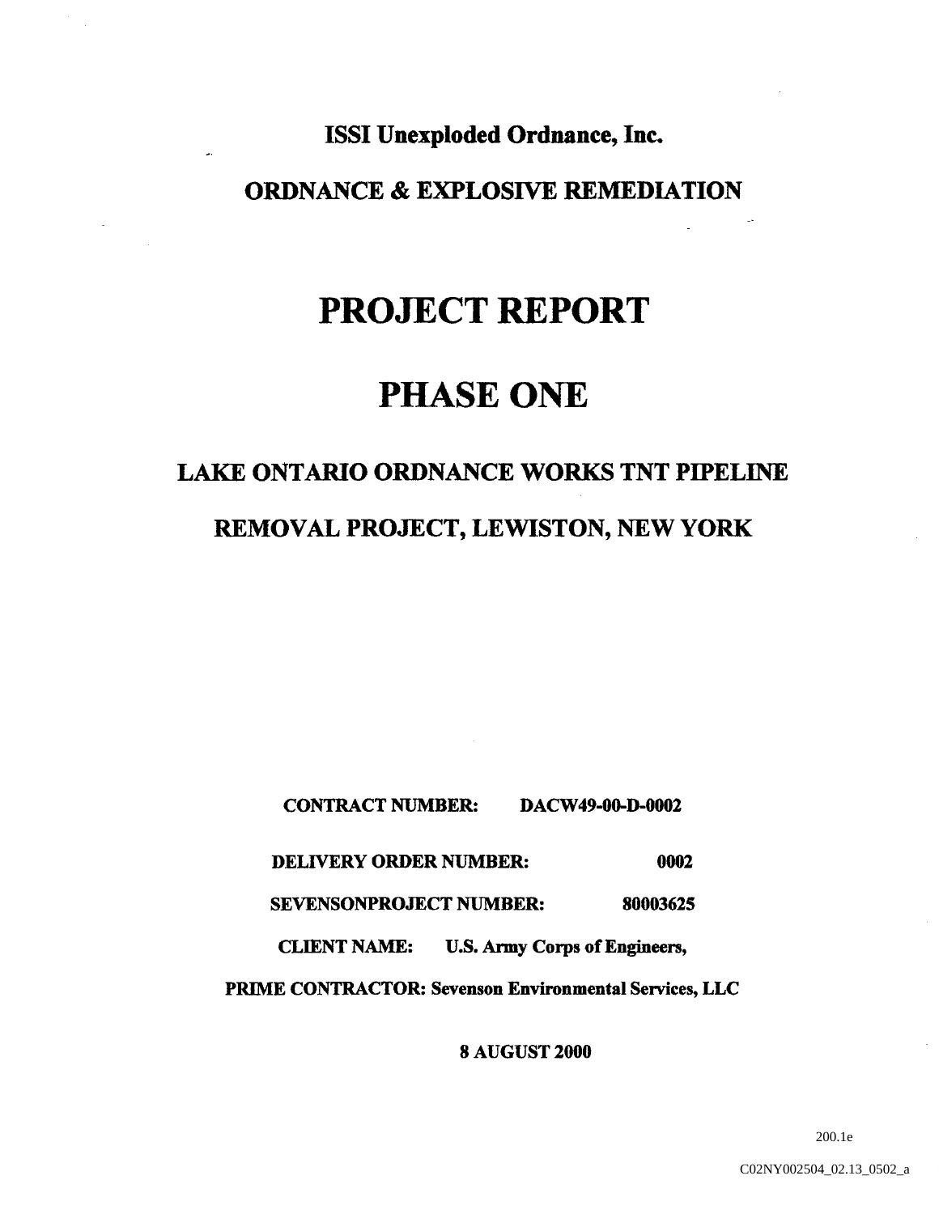**ISSI Unexploded Ordnance, Inc.**

**ORDNANCE & EXPLOSIVE REMEDIATION**

# PROJECT REPORT

# PHASE ONE

## LAKE ONTARIO ORDNANCE WORKS TNT PIPELINE REMOVAL PROJECT, LEWISTON, NEW YORK

**CONTRACT NUMBER:** DACW49-00-D-0002

**DELIVERY ORDER NUMBER:** 0002

**SEVENSONPROJECT NUMBER:** 80003625

**CLIENT NAME:** U.S. Army Corps of Engineers,

**PRIME CONTRACTOR:** Sevenson Environmental Services, LLC

**8 AUGUST 2000**

200.1e

C02NY002504_02.13_0502_a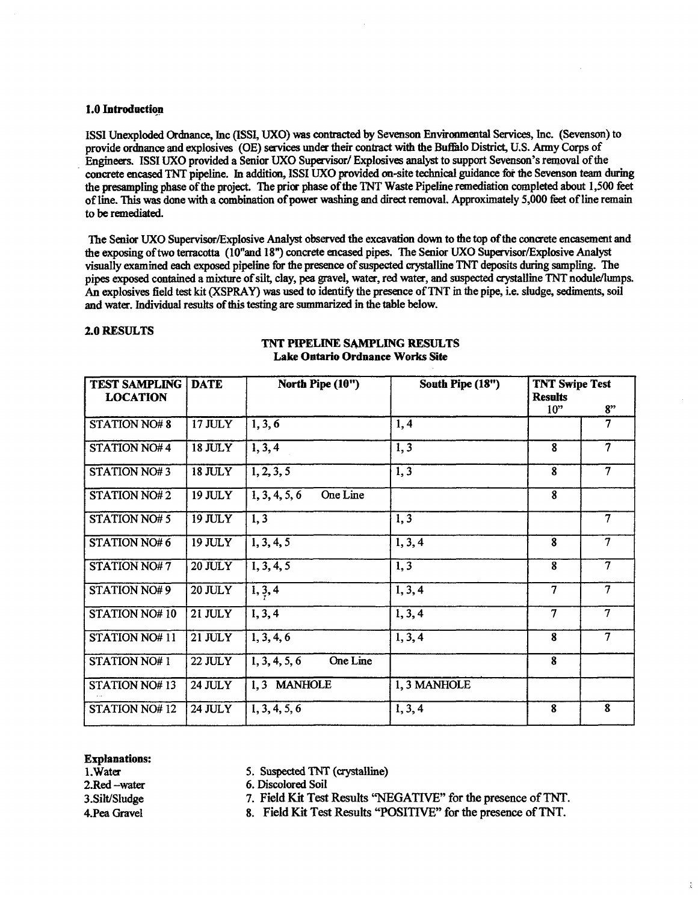## 1.0 Introduction

ISSI Unexploded Ordnance, Inc (ISSI, UXO) was contracted by Sevenson Environmental Services, Inc. (Sevenson) to provide ordnance and explosives (OE) services under their contract with the Buffalo District, U.S. Army Corps of Engineers. ISSI UXO provided a Senior UXO Supervisor/ Explosives analyst to support Sevenson's removal of the concrete encased TNT pipeline. In addition, ISSI UXO provided on-site technical guidance for the Sevenson team during the presampling phase of the project. The prior phase of the TNT Waste Pipeline remediation completed about 1,500 feet of line. This was done with a combination of power washing and direct removal. Approximately 5,000 feet of line remain to be remediated.

The Senior UXO Supervisor/Explosive Analyst observed the excavation down to the top of the concrete encasement and the exposing of two terracotta (10"and 18") concrete encased pipes. The Senior UXO Supervisor/Explosive Analyst visually examined each exposed pipeline for the presence of suspected crystalline TNT deposits during sampling. The pipes exposed contained a mixture of silt, clay, pea gravel, water, red water, and suspected crystalline TNT nodule/lumps. An explosives field test kit (XSPRAY) was used to identify the presence of TNT in the pipe, i.e. sludge, sediments, soil and water. Individual results of this testing are summarized in the table below.

## 2.0 RESULTS

**TNT PIPELINE SAMPLING RESULTS**
**Lake Ontario Ordnance Works Site**

| TEST SAMPLING LOCATION | DATE | North Pipe (10") | South Pipe (18") | TNT Swipe Test Results 10" | 8" |
|---|---|---|---|---|---|
| STATION NO# 8 | 17 JULY | 1, 3, 6 | 1, 4 | | 7 |
| STATION NO# 4 | 18 JULY | 1, 3, 4 | 1, 3 | 8 | 7 |
| STATION NO# 3 | 18 JULY | 1, 2, 3, 5 | 1, 3 | 8 | 7 |
| STATION NO# 2 | 19 JULY | 1, 3, 4, 5, 6 One Line | | 8 | |
| STATION NO# 5 | 19 JULY | 1, 3 | 1, 3 | | 7 |
| STATION NO# 6 | 19 JULY | 1, 3, 4, 5 | 1, 3, 4 | 8 | 7 |
| STATION NO# 7 | 20 JULY | 1, 3, 4, 5 | 1, 3 | 8 | 7 |
| STATION NO# 9 | 20 JULY | 1, 3, 4 | 1, 3, 4 | 7 | 7 |
| STATION NO# 10 | 21 JULY | 1, 3, 4 | 1, 3, 4 | 7 | 7 |
| STATION NO# 11 | 21 JULY | 1, 3, 4, 6 | 1, 3, 4 | 8 | 7 |
| STATION NO# 1 | 22 JULY | 1, 3, 4, 5, 6 One Line | | 8 | |
| STATION NO# 13 | 24 JULY | 1, 3 MANHOLE | 1, 3 MANHOLE | | |
| STATION NO# 12 | 24 JULY | 1, 3, 4, 5, 6 | 1, 3, 4 | 8 | 8 |

**Explanations:**

1. Water
2. Red –water
3. Silt/Sludge
4. Pea Gravel
5. Suspected TNT (crystalline)
6. Discolored Soil
7. Field Kit Test Results "NEGATIVE" for the presence of TNT.
8. Field Kit Test Results "POSITIVE" for the presence of TNT.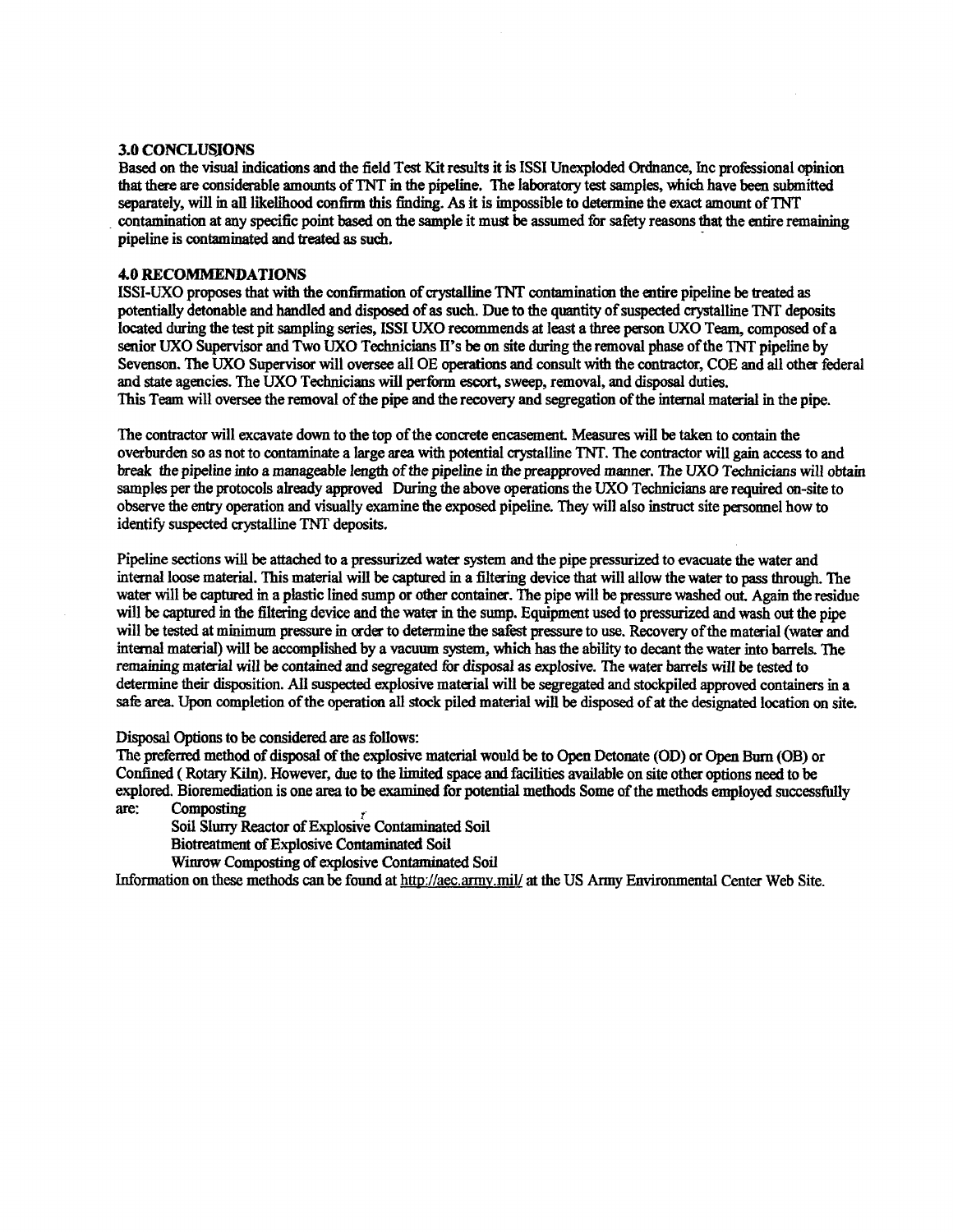## 3.0 CONCLUSIONS

Based on the visual indications and the field Test Kit results it is ISSI Unexploded Ordnance, Inc professional opinion that there are considerable amounts of TNT in the pipeline. The laboratory test samples, which have been submitted separately, will in all likelihood confirm this finding. As it is impossible to determine the exact amount of TNT contamination at any specific point based on the sample it must be assumed for safety reasons that the entire remaining pipeline is contaminated and treated as such.

## 4.0 RECOMMENDATIONS

ISSI-UXO proposes that with the confirmation of crystalline TNT contamination the entire pipeline be treated as potentially detonable and handled and disposed of as such. Due to the quantity of suspected crystalline TNT deposits located during the test pit sampling series, ISSI UXO recommends at least a three person UXO Team, composed of a senior UXO Supervisor and Two UXO Technicians II's be on site during the removal phase of the TNT pipeline by Sevenson. The UXO Supervisor will oversee all OE operations and consult with the contractor, COE and all other federal and state agencies. The UXO Technicians will perform escort, sweep, removal, and disposal duties.
This Team will oversee the removal of the pipe and the recovery and segregation of the internal material in the pipe.

The contractor will excavate down to the top of the concrete encasement. Measures will be taken to contain the overburden so as not to contaminate a large area with potential crystalline TNT. The contractor will gain access to and break the pipeline into a manageable length of the pipeline in the preapproved manner. The UXO Technicians will obtain samples per the protocols already approved During the above operations the UXO Technicians are required on-site to observe the entry operation and visually examine the exposed pipeline. They will also instruct site personnel how to identify suspected crystalline TNT deposits.

Pipeline sections will be attached to a pressurized water system and the pipe pressurized to evacuate the water and internal loose material. This material will be captured in a filtering device that will allow the water to pass through. The water will be captured in a plastic lined sump or other container. The pipe will be pressure washed out. Again the residue will be captured in the filtering device and the water in the sump. Equipment used to pressurized and wash out the pipe will be tested at minimum pressure in order to determine the safest pressure to use. Recovery of the material (water and internal material) will be accomplished by a vacuum system, which has the ability to decant the water into barrels. The remaining material will be contained and segregated for disposal as explosive. The water barrels will be tested to determine their disposition. All suspected explosive material will be segregated and stockpiled approved containers in a safe area. Upon completion of the operation all stock piled material will be disposed of at the designated location on site.

Disposal Options to be considered are as follows:
The preferred method of disposal of the explosive material would be to Open Detonate (OD) or Open Burn (OB) or Confined ( Rotary Kiln). However, due to the limited space and facilities available on site other options need to be explored. Bioremediation is one area to be examined for potential methods Some of the methods employed successfully are:

- Composting
- Soil Slurry Reactor of Explosive Contaminated Soil
- Biotreatment of Explosive Contaminated Soil
- Winrow Composting of explosive Contaminated Soil

Information on these methods can be found at http://aec.army.mil/ at the US Army Environmental Center Web Site.